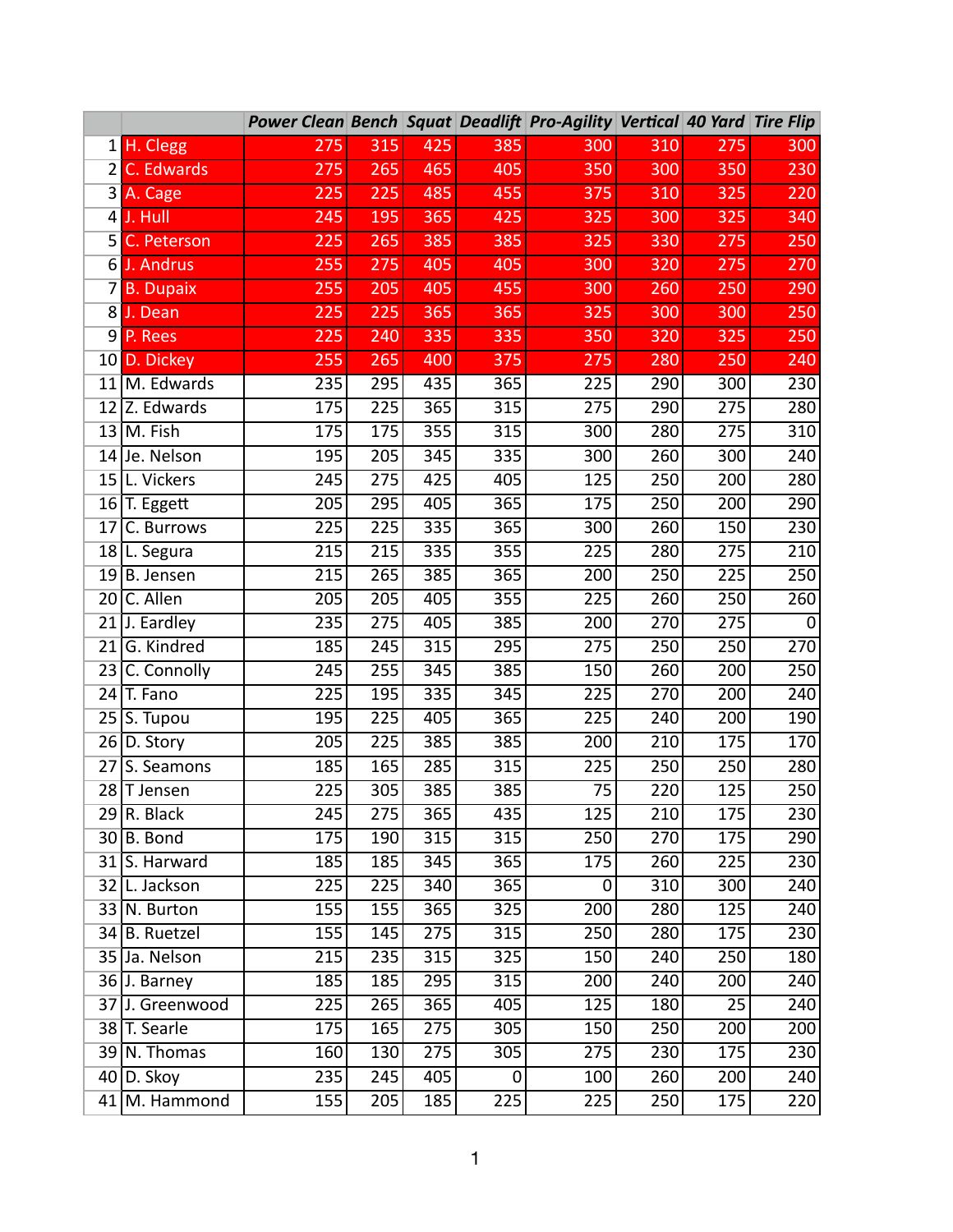| | | Power Clean | Bench | Squat | Deadlift | Pro-Agility | Vertical | 40 Yard | Tire Flip |
|---|---|---|---|---|---|---|---|---|---|
| 1 | H. Clegg | 275 | 315 | 425 | 385 | 300 | 310 | 275 | 300 |
| 2 | C. Edwards | 275 | 265 | 465 | 405 | 350 | 300 | 350 | 230 |
| 3 | A. Cage | 225 | 225 | 485 | 455 | 375 | 310 | 325 | 220 |
| 4 | J. Hull | 245 | 195 | 365 | 425 | 325 | 300 | 325 | 340 |
| 5 | C. Peterson | 225 | 265 | 385 | 385 | 325 | 330 | 275 | 250 |
| 6 | J. Andrus | 255 | 275 | 405 | 405 | 300 | 320 | 275 | 270 |
| 7 | B. Dupaix | 255 | 205 | 405 | 455 | 300 | 260 | 250 | 290 |
| 8 | J. Dean | 225 | 225 | 365 | 365 | 325 | 300 | 300 | 250 |
| 9 | P. Rees | 225 | 240 | 335 | 335 | 350 | 320 | 325 | 250 |
| 10 | D. Dickey | 255 | 265 | 400 | 375 | 275 | 280 | 250 | 240 |
| 11 | M. Edwards | 235 | 295 | 435 | 365 | 225 | 290 | 300 | 230 |
| 12 | Z. Edwards | 175 | 225 | 365 | 315 | 275 | 290 | 275 | 280 |
| 13 | M. Fish | 175 | 175 | 355 | 315 | 300 | 280 | 275 | 310 |
| 14 | Je. Nelson | 195 | 205 | 345 | 335 | 300 | 260 | 300 | 240 |
| 15 | L. Vickers | 245 | 275 | 425 | 405 | 125 | 250 | 200 | 280 |
| 16 | T. Eggett | 205 | 295 | 405 | 365 | 175 | 250 | 200 | 290 |
| 17 | C. Burrows | 225 | 225 | 335 | 365 | 300 | 260 | 150 | 230 |
| 18 | L. Segura | 215 | 215 | 335 | 355 | 225 | 280 | 275 | 210 |
| 19 | B. Jensen | 215 | 265 | 385 | 365 | 200 | 250 | 225 | 250 |
| 20 | C. Allen | 205 | 205 | 405 | 355 | 225 | 260 | 250 | 260 |
| 21 | J. Eardley | 235 | 275 | 405 | 385 | 200 | 270 | 275 | 0 |
| 21 | G. Kindred | 185 | 245 | 315 | 295 | 275 | 250 | 250 | 270 |
| 23 | C. Connolly | 245 | 255 | 345 | 385 | 150 | 260 | 200 | 250 |
| 24 | T. Fano | 225 | 195 | 335 | 345 | 225 | 270 | 200 | 240 |
| 25 | S. Tupou | 195 | 225 | 405 | 365 | 225 | 240 | 200 | 190 |
| 26 | D. Story | 205 | 225 | 385 | 385 | 200 | 210 | 175 | 170 |
| 27 | S. Seamons | 185 | 165 | 285 | 315 | 225 | 250 | 250 | 280 |
| 28 | T Jensen | 225 | 305 | 385 | 385 | 75 | 220 | 125 | 250 |
| 29 | R. Black | 245 | 275 | 365 | 435 | 125 | 210 | 175 | 230 |
| 30 | B. Bond | 175 | 190 | 315 | 315 | 250 | 270 | 175 | 290 |
| 31 | S. Harward | 185 | 185 | 345 | 365 | 175 | 260 | 225 | 230 |
| 32 | L. Jackson | 225 | 225 | 340 | 365 | 0 | 310 | 300 | 240 |
| 33 | N. Burton | 155 | 155 | 365 | 325 | 200 | 280 | 125 | 240 |
| 34 | B. Ruetzel | 155 | 145 | 275 | 315 | 250 | 280 | 175 | 230 |
| 35 | Ja. Nelson | 215 | 235 | 315 | 325 | 150 | 240 | 250 | 180 |
| 36 | J. Barney | 185 | 185 | 295 | 315 | 200 | 240 | 200 | 240 |
| 37 | J. Greenwood | 225 | 265 | 365 | 405 | 125 | 180 | 25 | 240 |
| 38 | T. Searle | 175 | 165 | 275 | 305 | 150 | 250 | 200 | 200 |
| 39 | N. Thomas | 160 | 130 | 275 | 305 | 275 | 230 | 175 | 230 |
| 40 | D. Skoy | 235 | 245 | 405 | 0 | 100 | 260 | 200 | 240 |
| 41 | M. Hammond | 155 | 205 | 185 | 225 | 225 | 250 | 175 | 220 |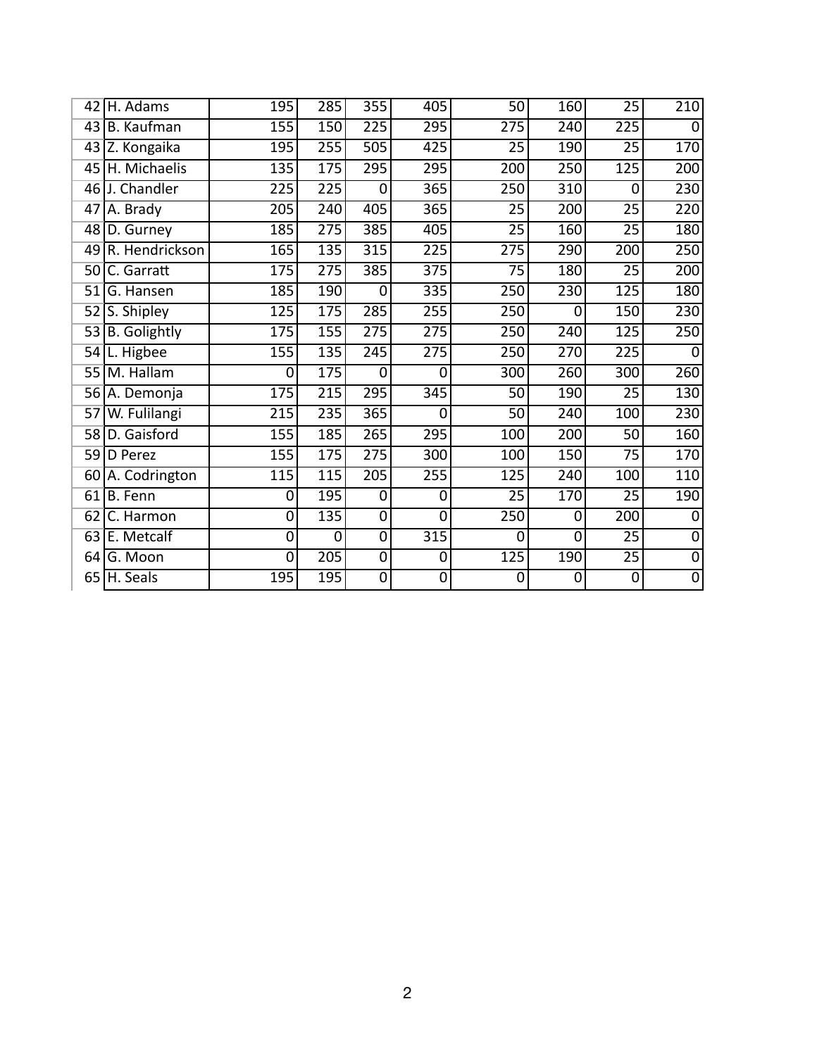| | | | | | | | | | |
|---|---|---|---|---|---|---|---|---|---|
| 42 | H. Adams | 195 | 285 | 355 | 405 | 50 | 160 | 25 | 210 |
| 43 | B. Kaufman | 155 | 150 | 225 | 295 | 275 | 240 | 225 | 0 |
| 43 | Z. Kongaika | 195 | 255 | 505 | 425 | 25 | 190 | 25 | 170 |
| 45 | H. Michaelis | 135 | 175 | 295 | 295 | 200 | 250 | 125 | 200 |
| 46 | J. Chandler | 225 | 225 | 0 | 365 | 250 | 310 | 0 | 230 |
| 47 | A. Brady | 205 | 240 | 405 | 365 | 25 | 200 | 25 | 220 |
| 48 | D. Gurney | 185 | 275 | 385 | 405 | 25 | 160 | 25 | 180 |
| 49 | R. Hendrickson | 165 | 135 | 315 | 225 | 275 | 290 | 200 | 250 |
| 50 | C. Garratt | 175 | 275 | 385 | 375 | 75 | 180 | 25 | 200 |
| 51 | G. Hansen | 185 | 190 | 0 | 335 | 250 | 230 | 125 | 180 |
| 52 | S. Shipley | 125 | 175 | 285 | 255 | 250 | 0 | 150 | 230 |
| 53 | B. Golightly | 175 | 155 | 275 | 275 | 250 | 240 | 125 | 250 |
| 54 | L. Higbee | 155 | 135 | 245 | 275 | 250 | 270 | 225 | 0 |
| 55 | M. Hallam | 0 | 175 | 0 | 0 | 300 | 260 | 300 | 260 |
| 56 | A. Demonja | 175 | 215 | 295 | 345 | 50 | 190 | 25 | 130 |
| 57 | W. Fulilangi | 215 | 235 | 365 | 0 | 50 | 240 | 100 | 230 |
| 58 | D. Gaisford | 155 | 185 | 265 | 295 | 100 | 200 | 50 | 160 |
| 59 | D Perez | 155 | 175 | 275 | 300 | 100 | 150 | 75 | 170 |
| 60 | A. Codrington | 115 | 115 | 205 | 255 | 125 | 240 | 100 | 110 |
| 61 | B. Fenn | 0 | 195 | 0 | 0 | 25 | 170 | 25 | 190 |
| 62 | C. Harmon | 0 | 135 | 0 | 0 | 250 | 0 | 200 | 0 |
| 63 | E. Metcalf | 0 | 0 | 0 | 315 | 0 | 0 | 25 | 0 |
| 64 | G. Moon | 0 | 205 | 0 | 0 | 125 | 190 | 25 | 0 |
| 65 | H. Seals | 195 | 195 | 0 | 0 | 0 | 0 | 0 | 0 |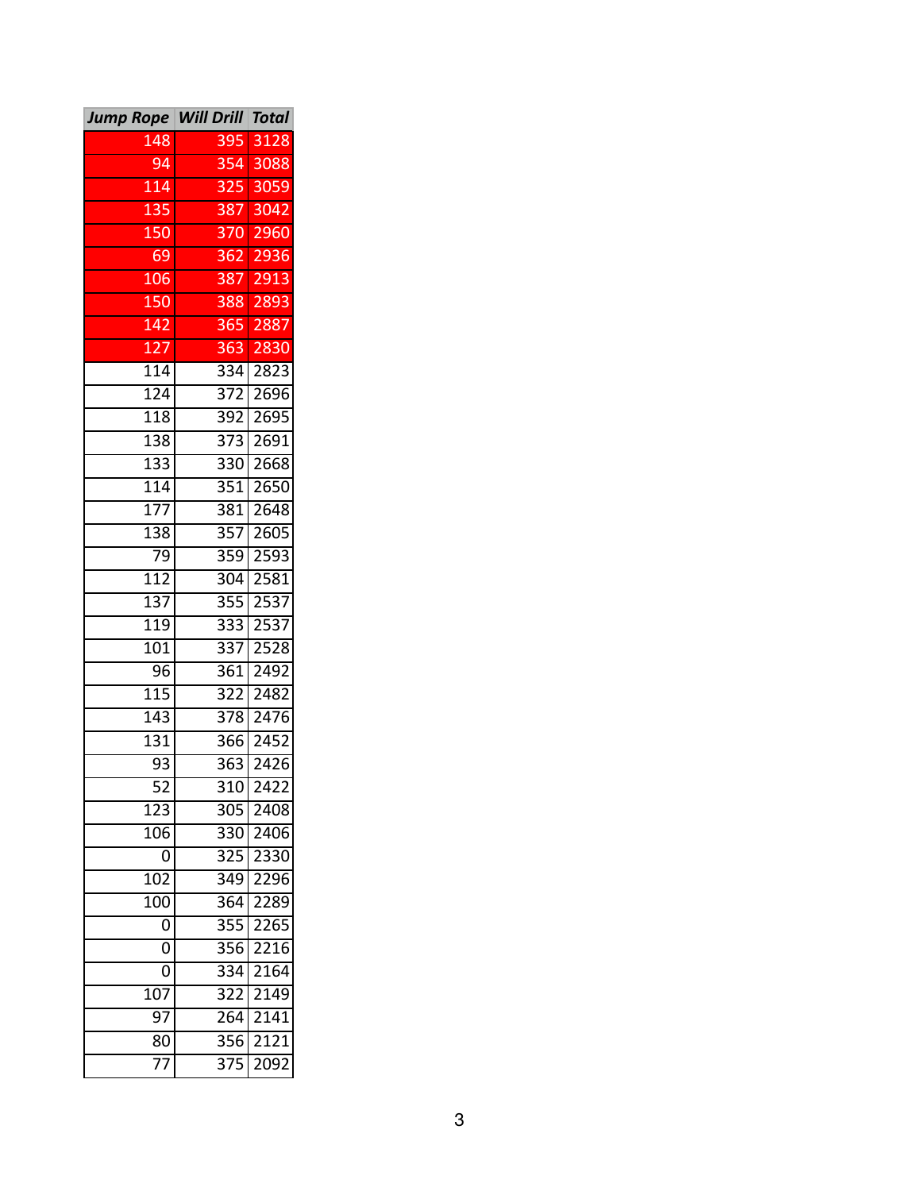| *Jump Rope* | *Will Drill* | *Total* |
|---|---|---|
| 148 | 395 | 3128 |
| 94 | 354 | 3088 |
| 114 | 325 | 3059 |
| 135 | 387 | 3042 |
| 150 | 370 | 2960 |
| 69 | 362 | 2936 |
| 106 | 387 | 2913 |
| 150 | 388 | 2893 |
| 142 | 365 | 2887 |
| 127 | 363 | 2830 |
| 114 | 334 | 2823 |
| 124 | 372 | 2696 |
| 118 | 392 | 2695 |
| 138 | 373 | 2691 |
| 133 | 330 | 2668 |
| 114 | 351 | 2650 |
| 177 | 381 | 2648 |
| 138 | 357 | 2605 |
| 79 | 359 | 2593 |
| 112 | 304 | 2581 |
| 137 | 355 | 2537 |
| 119 | 333 | 2537 |
| 101 | 337 | 2528 |
| 96 | 361 | 2492 |
| 115 | 322 | 2482 |
| 143 | 378 | 2476 |
| 131 | 366 | 2452 |
| 93 | 363 | 2426 |
| 52 | 310 | 2422 |
| 123 | 305 | 2408 |
| 106 | 330 | 2406 |
| 0 | 325 | 2330 |
| 102 | 349 | 2296 |
| 100 | 364 | 2289 |
| 0 | 355 | 2265 |
| 0 | 356 | 2216 |
| 0 | 334 | 2164 |
| 107 | 322 | 2149 |
| 97 | 264 | 2141 |
| 80 | 356 | 2121 |
| 77 | 375 | 2092 |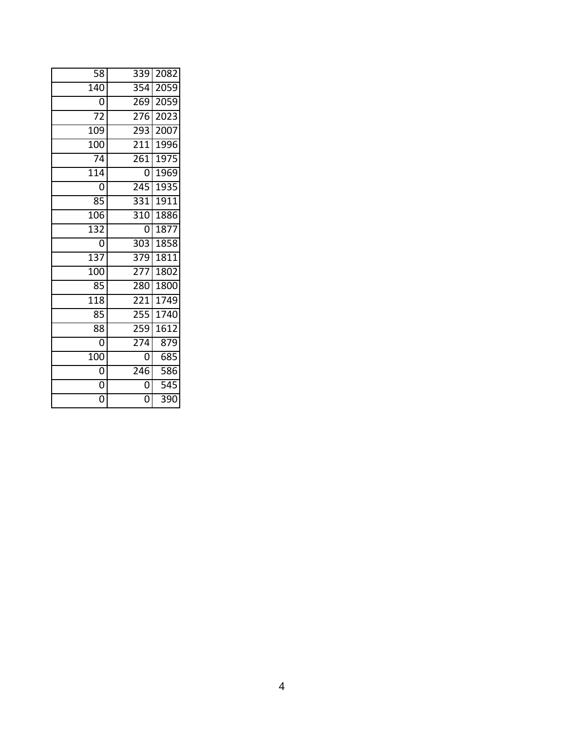| | | |
|---|---|---|
| 58 | 339 | 2082 |
| 140 | 354 | 2059 |
| 0 | 269 | 2059 |
| 72 | 276 | 2023 |
| 109 | 293 | 2007 |
| 100 | 211 | 1996 |
| 74 | 261 | 1975 |
| 114 | 0 | 1969 |
| 0 | 245 | 1935 |
| 85 | 331 | 1911 |
| 106 | 310 | 1886 |
| 132 | 0 | 1877 |
| 0 | 303 | 1858 |
| 137 | 379 | 1811 |
| 100 | 277 | 1802 |
| 85 | 280 | 1800 |
| 118 | 221 | 1749 |
| 85 | 255 | 1740 |
| 88 | 259 | 1612 |
| 0 | 274 | 879 |
| 100 | 0 | 685 |
| 0 | 246 | 586 |
| 0 | 0 | 545 |
| 0 | 0 | 390 |